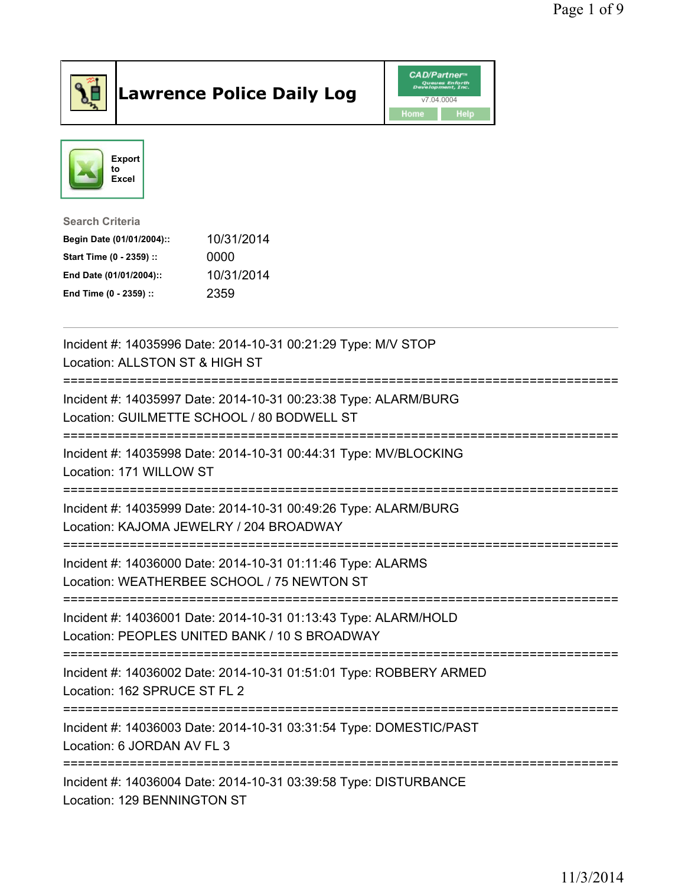# Lawrence Police Daily Log

CAD/Partner v7.04.0004

Home Help

Export to Excel

**Search Criteria**

| | |
|---|---|
| **Begin Date (01/01/2004)::** | 10/31/2014 |
| **Start Time (0 - 2359) ::** | 0000 |
| **End Date (01/01/2004)::** | 10/31/2014 |
| **End Time (0 - 2359) ::** | 2359 |

---

Incident #: 14035996 Date: 2014-10-31 00:21:29 Type: M/V STOP
Location: ALLSTON ST & HIGH ST

===========================================================================

Incident #: 14035997 Date: 2014-10-31 00:23:38 Type: ALARM/BURG
Location: GUILMETTE SCHOOL / 80 BODWELL ST

===========================================================================

Incident #: 14035998 Date: 2014-10-31 00:44:31 Type: MV/BLOCKING
Location: 171 WILLOW ST

===========================================================================

Incident #: 14035999 Date: 2014-10-31 00:49:26 Type: ALARM/BURG
Location: KAJOMA JEWELRY / 204 BROADWAY

===========================================================================

Incident #: 14036000 Date: 2014-10-31 01:11:46 Type: ALARMS
Location: WEATHERBEE SCHOOL / 75 NEWTON ST

===========================================================================

Incident #: 14036001 Date: 2014-10-31 01:13:43 Type: ALARM/HOLD
Location: PEOPLES UNITED BANK / 10 S BROADWAY

===========================================================================

Incident #: 14036002 Date: 2014-10-31 01:51:01 Type: ROBBERY ARMED
Location: 162 SPRUCE ST FL 2

===========================================================================

Incident #: 14036003 Date: 2014-10-31 03:31:54 Type: DOMESTIC/PAST
Location: 6 JORDAN AV FL 3

===========================================================================

Incident #: 14036004 Date: 2014-10-31 03:39:58 Type: DISTURBANCE
Location: 129 BENNINGTON ST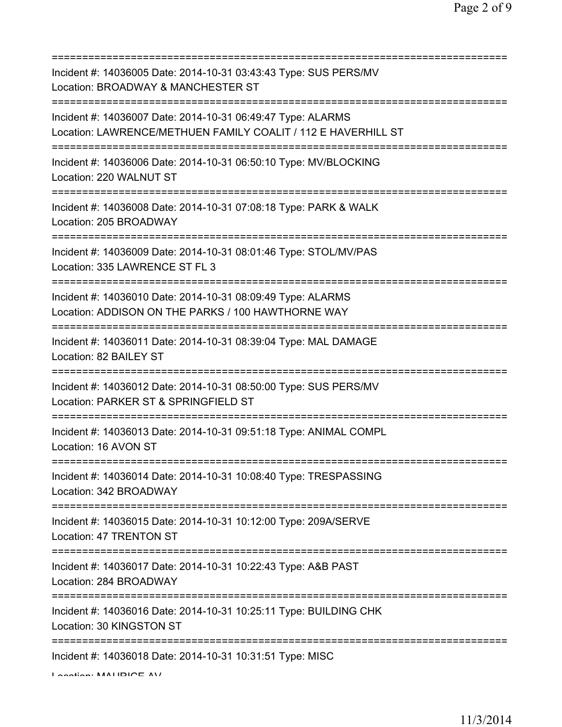===========================================================================

Incident #: 14036005 Date: 2014-10-31 03:43:43 Type: SUS PERS/MV
Location: BROADWAY & MANCHESTER ST

===========================================================================

Incident #: 14036007 Date: 2014-10-31 06:49:47 Type: ALARMS
Location: LAWRENCE/METHUEN FAMILY COALIT / 112 E HAVERHILL ST

===========================================================================

Incident #: 14036006 Date: 2014-10-31 06:50:10 Type: MV/BLOCKING
Location: 220 WALNUT ST

===========================================================================

Incident #: 14036008 Date: 2014-10-31 07:08:18 Type: PARK & WALK
Location: 205 BROADWAY

===========================================================================

Incident #: 14036009 Date: 2014-10-31 08:01:46 Type: STOL/MV/PAS
Location: 335 LAWRENCE ST FL 3

===========================================================================

Incident #: 14036010 Date: 2014-10-31 08:09:49 Type: ALARMS
Location: ADDISON ON THE PARKS / 100 HAWTHORNE WAY

===========================================================================

Incident #: 14036011 Date: 2014-10-31 08:39:04 Type: MAL DAMAGE
Location: 82 BAILEY ST

===========================================================================

Incident #: 14036012 Date: 2014-10-31 08:50:00 Type: SUS PERS/MV
Location: PARKER ST & SPRINGFIELD ST

===========================================================================

Incident #: 14036013 Date: 2014-10-31 09:51:18 Type: ANIMAL COMPL
Location: 16 AVON ST

===========================================================================

Incident #: 14036014 Date: 2014-10-31 10:08:40 Type: TRESPASSING
Location: 342 BROADWAY

===========================================================================

Incident #: 14036015 Date: 2014-10-31 10:12:00 Type: 209A/SERVE
Location: 47 TRENTON ST

===========================================================================

Incident #: 14036017 Date: 2014-10-31 10:22:43 Type: A&B PAST
Location: 284 BROADWAY

===========================================================================

Incident #: 14036016 Date: 2014-10-31 10:25:11 Type: BUILDING CHK
Location: 30 KINGSTON ST

===========================================================================

Incident #: 14036018 Date: 2014-10-31 10:31:51 Type: MISC
Location: MAURICE AV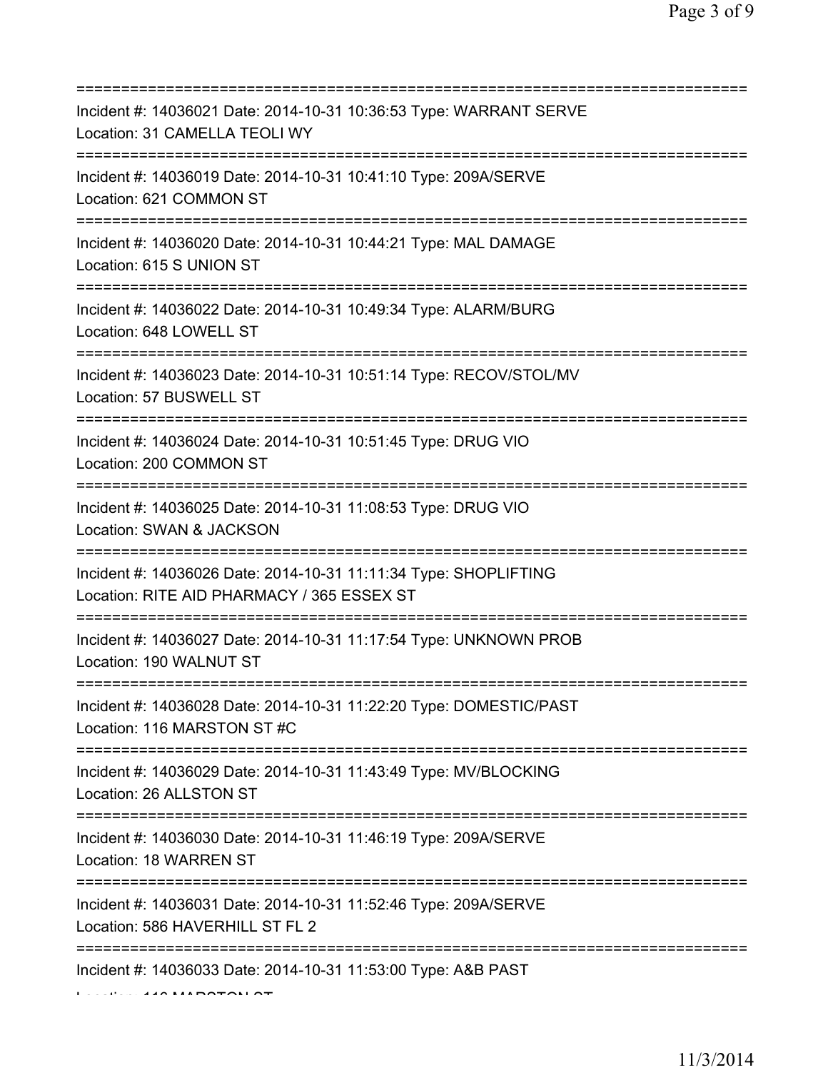==============================================================================
Incident #: 14036021 Date: 2014-10-31 10:36:53 Type: WARRANT SERVE
Location: 31 CAMELLA TEOLI WY
==============================================================================
Incident #: 14036019 Date: 2014-10-31 10:41:10 Type: 209A/SERVE
Location: 621 COMMON ST
==============================================================================
Incident #: 14036020 Date: 2014-10-31 10:44:21 Type: MAL DAMAGE
Location: 615 S UNION ST
==============================================================================
Incident #: 14036022 Date: 2014-10-31 10:49:34 Type: ALARM/BURG
Location: 648 LOWELL ST
==============================================================================
Incident #: 14036023 Date: 2014-10-31 10:51:14 Type: RECOV/STOL/MV
Location: 57 BUSWELL ST
==============================================================================
Incident #: 14036024 Date: 2014-10-31 10:51:45 Type: DRUG VIO
Location: 200 COMMON ST
==============================================================================
Incident #: 14036025 Date: 2014-10-31 11:08:53 Type: DRUG VIO
Location: SWAN & JACKSON
==============================================================================
Incident #: 14036026 Date: 2014-10-31 11:11:34 Type: SHOPLIFTING
Location: RITE AID PHARMACY / 365 ESSEX ST
==============================================================================
Incident #: 14036027 Date: 2014-10-31 11:17:54 Type: UNKNOWN PROB
Location: 190 WALNUT ST
==============================================================================
Incident #: 14036028 Date: 2014-10-31 11:22:20 Type: DOMESTIC/PAST
Location: 116 MARSTON ST #C
==============================================================================
Incident #: 14036029 Date: 2014-10-31 11:43:49 Type: MV/BLOCKING
Location: 26 ALLSTON ST
==============================================================================
Incident #: 14036030 Date: 2014-10-31 11:46:19 Type: 209A/SERVE
Location: 18 WARREN ST
==============================================================================
Incident #: 14036031 Date: 2014-10-31 11:52:46 Type: 209A/SERVE
Location: 586 HAVERHILL ST FL 2
==============================================================================
Incident #: 14036033 Date: 2014-10-31 11:53:00 Type: A&B PAST
Location: 116 MARSTON ST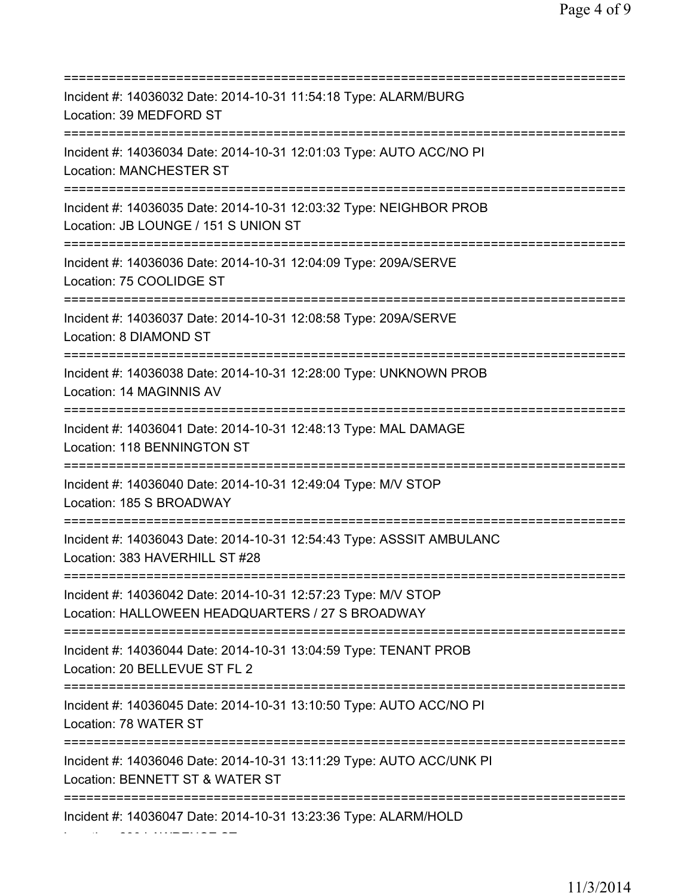===========================================================================

Incident #: 14036032 Date: 2014-10-31 11:54:18 Type: ALARM/BURG
Location: 39 MEDFORD ST

===========================================================================

Incident #: 14036034 Date: 2014-10-31 12:01:03 Type: AUTO ACC/NO PI
Location: MANCHESTER ST

===========================================================================

Incident #: 14036035 Date: 2014-10-31 12:03:32 Type: NEIGHBOR PROB
Location: JB LOUNGE / 151 S UNION ST

===========================================================================

Incident #: 14036036 Date: 2014-10-31 12:04:09 Type: 209A/SERVE
Location: 75 COOLIDGE ST

===========================================================================

Incident #: 14036037 Date: 2014-10-31 12:08:58 Type: 209A/SERVE
Location: 8 DIAMOND ST

===========================================================================

Incident #: 14036038 Date: 2014-10-31 12:28:00 Type: UNKNOWN PROB
Location: 14 MAGINNIS AV

===========================================================================

Incident #: 14036041 Date: 2014-10-31 12:48:13 Type: MAL DAMAGE
Location: 118 BENNINGTON ST

===========================================================================

Incident #: 14036040 Date: 2014-10-31 12:49:04 Type: M/V STOP
Location: 185 S BROADWAY

===========================================================================

Incident #: 14036043 Date: 2014-10-31 12:54:43 Type: ASSSIT AMBULANC
Location: 383 HAVERHILL ST #28

===========================================================================

Incident #: 14036042 Date: 2014-10-31 12:57:23 Type: M/V STOP
Location: HALLOWEEN HEADQUARTERS / 27 S BROADWAY

===========================================================================

Incident #: 14036044 Date: 2014-10-31 13:04:59 Type: TENANT PROB
Location: 20 BELLEVUE ST FL 2

===========================================================================

Incident #: 14036045 Date: 2014-10-31 13:10:50 Type: AUTO ACC/NO PI
Location: 78 WATER ST

===========================================================================

Incident #: 14036046 Date: 2014-10-31 13:11:29 Type: AUTO ACC/UNK PI
Location: BENNETT ST & WATER ST

===========================================================================

Incident #: 14036047 Date: 2014-10-31 13:23:36 Type: ALARM/HOLD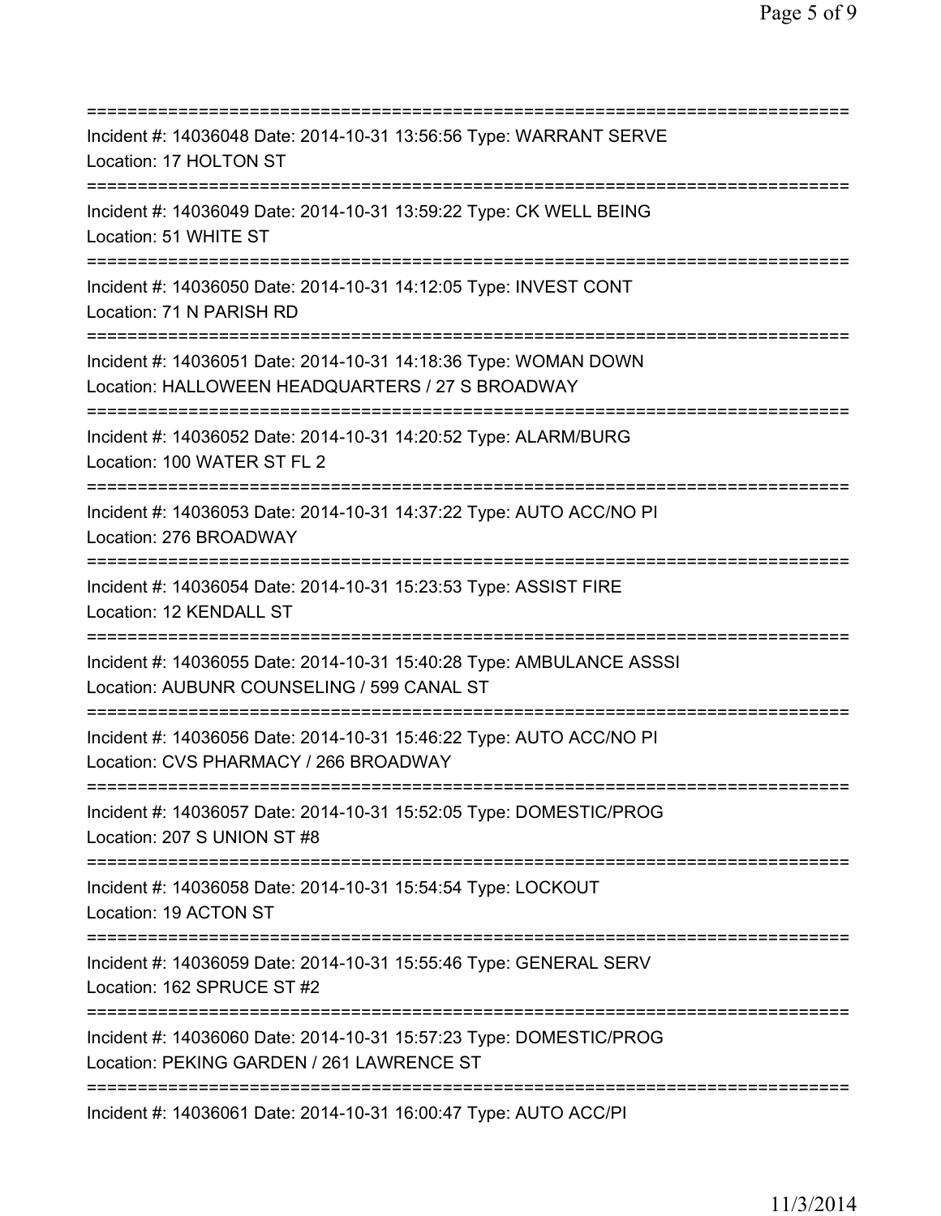===========================================================================
Incident #: 14036048 Date: 2014-10-31 13:56:56 Type: WARRANT SERVE
Location: 17 HOLTON ST
===========================================================================
Incident #: 14036049 Date: 2014-10-31 13:59:22 Type: CK WELL BEING
Location: 51 WHITE ST
===========================================================================
Incident #: 14036050 Date: 2014-10-31 14:12:05 Type: INVEST CONT
Location: 71 N PARISH RD
===========================================================================
Incident #: 14036051 Date: 2014-10-31 14:18:36 Type: WOMAN DOWN
Location: HALLOWEEN HEADQUARTERS / 27 S BROADWAY
===========================================================================
Incident #: 14036052 Date: 2014-10-31 14:20:52 Type: ALARM/BURG
Location: 100 WATER ST FL 2
===========================================================================
Incident #: 14036053 Date: 2014-10-31 14:37:22 Type: AUTO ACC/NO PI
Location: 276 BROADWAY
===========================================================================
Incident #: 14036054 Date: 2014-10-31 15:23:53 Type: ASSIST FIRE
Location: 12 KENDALL ST
===========================================================================
Incident #: 14036055 Date: 2014-10-31 15:40:28 Type: AMBULANCE ASSSI
Location: AUBUNR COUNSELING / 599 CANAL ST
===========================================================================
Incident #: 14036056 Date: 2014-10-31 15:46:22 Type: AUTO ACC/NO PI
Location: CVS PHARMACY / 266 BROADWAY
===========================================================================
Incident #: 14036057 Date: 2014-10-31 15:52:05 Type: DOMESTIC/PROG
Location: 207 S UNION ST #8
===========================================================================
Incident #: 14036058 Date: 2014-10-31 15:54:54 Type: LOCKOUT
Location: 19 ACTON ST
===========================================================================
Incident #: 14036059 Date: 2014-10-31 15:55:46 Type: GENERAL SERV
Location: 162 SPRUCE ST #2
===========================================================================
Incident #: 14036060 Date: 2014-10-31 15:57:23 Type: DOMESTIC/PROG
Location: PEKING GARDEN / 261 LAWRENCE ST
===========================================================================
Incident #: 14036061 Date: 2014-10-31 16:00:47 Type: AUTO ACC/PI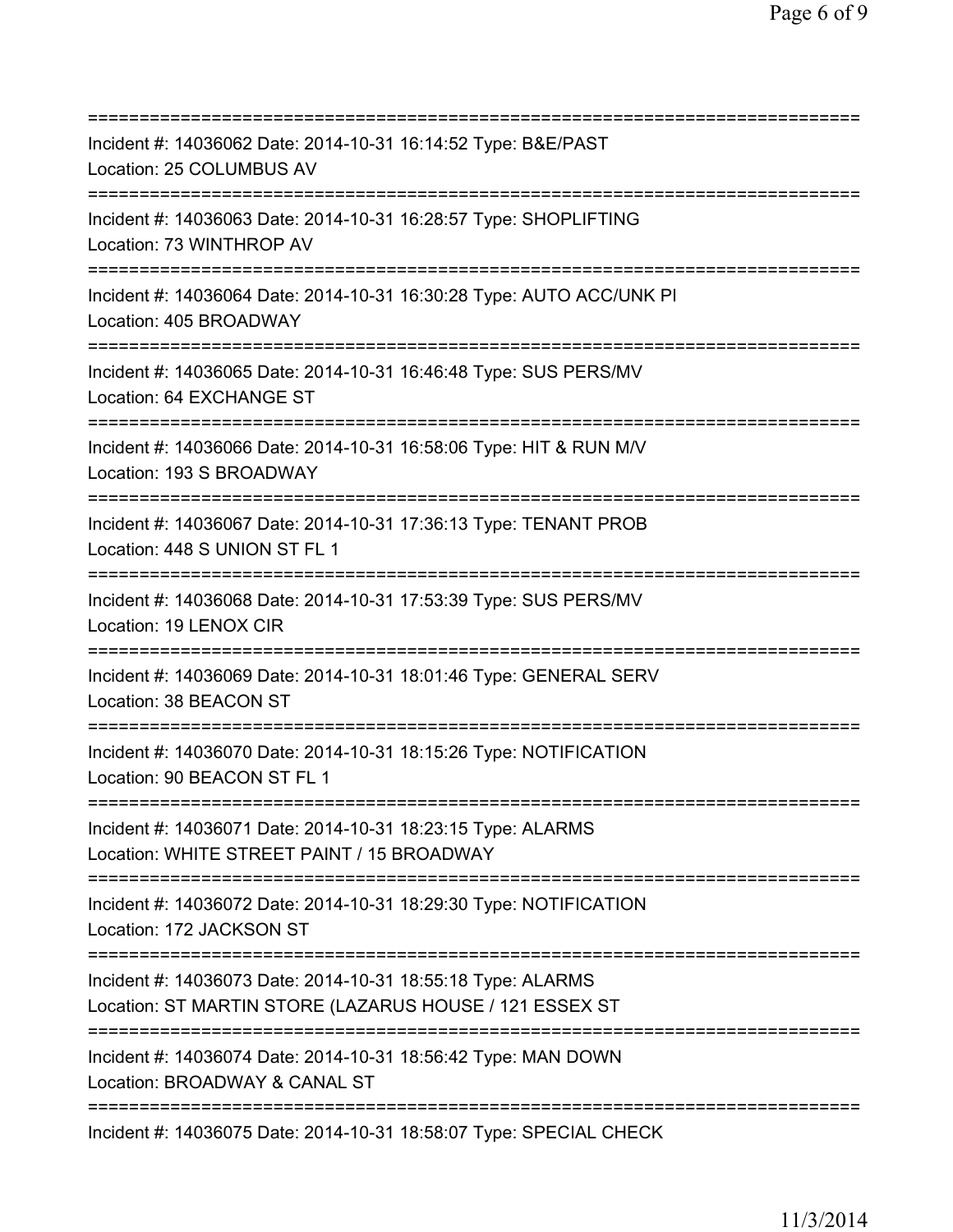===========================================================================
Incident #: 14036062 Date: 2014-10-31 16:14:52 Type: B&E/PAST
Location: 25 COLUMBUS AV
===========================================================================
Incident #: 14036063 Date: 2014-10-31 16:28:57 Type: SHOPLIFTING
Location: 73 WINTHROP AV
===========================================================================
Incident #: 14036064 Date: 2014-10-31 16:30:28 Type: AUTO ACC/UNK PI
Location: 405 BROADWAY
===========================================================================
Incident #: 14036065 Date: 2014-10-31 16:46:48 Type: SUS PERS/MV
Location: 64 EXCHANGE ST
===========================================================================
Incident #: 14036066 Date: 2014-10-31 16:58:06 Type: HIT & RUN M/V
Location: 193 S BROADWAY
===========================================================================
Incident #: 14036067 Date: 2014-10-31 17:36:13 Type: TENANT PROB
Location: 448 S UNION ST FL 1
===========================================================================
Incident #: 14036068 Date: 2014-10-31 17:53:39 Type: SUS PERS/MV
Location: 19 LENOX CIR
===========================================================================
Incident #: 14036069 Date: 2014-10-31 18:01:46 Type: GENERAL SERV
Location: 38 BEACON ST
===========================================================================
Incident #: 14036070 Date: 2014-10-31 18:15:26 Type: NOTIFICATION
Location: 90 BEACON ST FL 1
===========================================================================
Incident #: 14036071 Date: 2014-10-31 18:23:15 Type: ALARMS
Location: WHITE STREET PAINT / 15 BROADWAY
===========================================================================
Incident #: 14036072 Date: 2014-10-31 18:29:30 Type: NOTIFICATION
Location: 172 JACKSON ST
===========================================================================
Incident #: 14036073 Date: 2014-10-31 18:55:18 Type: ALARMS
Location: ST MARTIN STORE (LAZARUS HOUSE / 121 ESSEX ST
===========================================================================
Incident #: 14036074 Date: 2014-10-31 18:56:42 Type: MAN DOWN
Location: BROADWAY & CANAL ST
===========================================================================
Incident #: 14036075 Date: 2014-10-31 18:58:07 Type: SPECIAL CHECK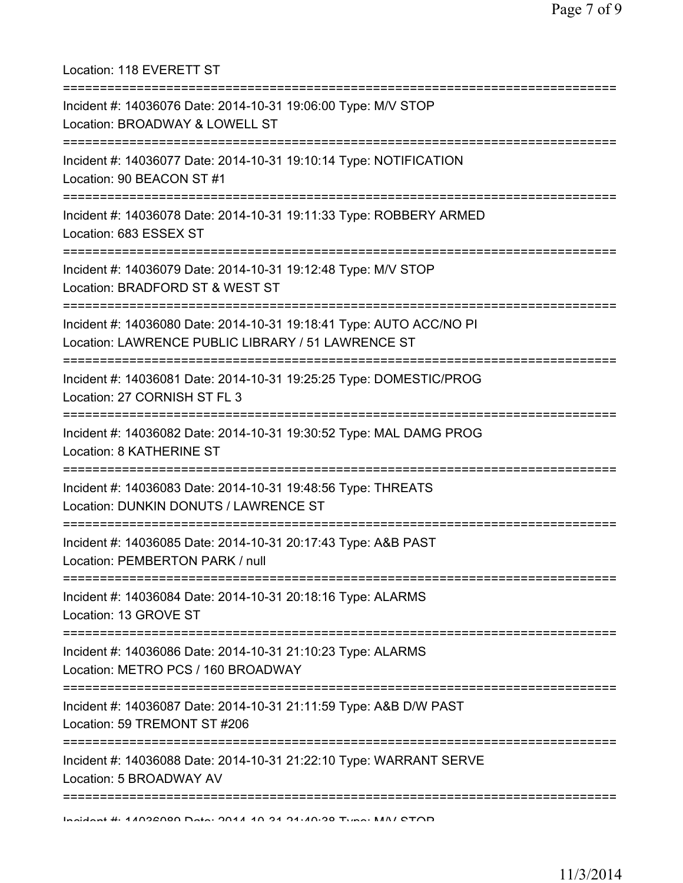Location: 118 EVERETT ST

===========================================================================

Incident #: 14036076 Date: 2014-10-31 19:06:00 Type: M/V STOP
Location: BROADWAY & LOWELL ST

===========================================================================

Incident #: 14036077 Date: 2014-10-31 19:10:14 Type: NOTIFICATION
Location: 90 BEACON ST #1

===========================================================================

Incident #: 14036078 Date: 2014-10-31 19:11:33 Type: ROBBERY ARMED
Location: 683 ESSEX ST

===========================================================================

Incident #: 14036079 Date: 2014-10-31 19:12:48 Type: M/V STOP
Location: BRADFORD ST & WEST ST

===========================================================================

Incident #: 14036080 Date: 2014-10-31 19:18:41 Type: AUTO ACC/NO PI
Location: LAWRENCE PUBLIC LIBRARY / 51 LAWRENCE ST

===========================================================================

Incident #: 14036081 Date: 2014-10-31 19:25:25 Type: DOMESTIC/PROG
Location: 27 CORNISH ST FL 3

===========================================================================

Incident #: 14036082 Date: 2014-10-31 19:30:52 Type: MAL DAMG PROG
Location: 8 KATHERINE ST

===========================================================================

Incident #: 14036083 Date: 2014-10-31 19:48:56 Type: THREATS
Location: DUNKIN DONUTS / LAWRENCE ST

===========================================================================

Incident #: 14036085 Date: 2014-10-31 20:17:43 Type: A&B PAST
Location: PEMBERTON PARK / null

===========================================================================

Incident #: 14036084 Date: 2014-10-31 20:18:16 Type: ALARMS
Location: 13 GROVE ST

===========================================================================

Incident #: 14036086 Date: 2014-10-31 21:10:23 Type: ALARMS
Location: METRO PCS / 160 BROADWAY

===========================================================================

Incident #: 14036087 Date: 2014-10-31 21:11:59 Type: A&B D/W PAST
Location: 59 TREMONT ST #206

===========================================================================

Incident #: 14036088 Date: 2014-10-31 21:22:10 Type: WARRANT SERVE
Location: 5 BROADWAY AV

===========================================================================

Incident #: 14036089 Date: 2014-10-31 21:40:38 Type: M/V STOP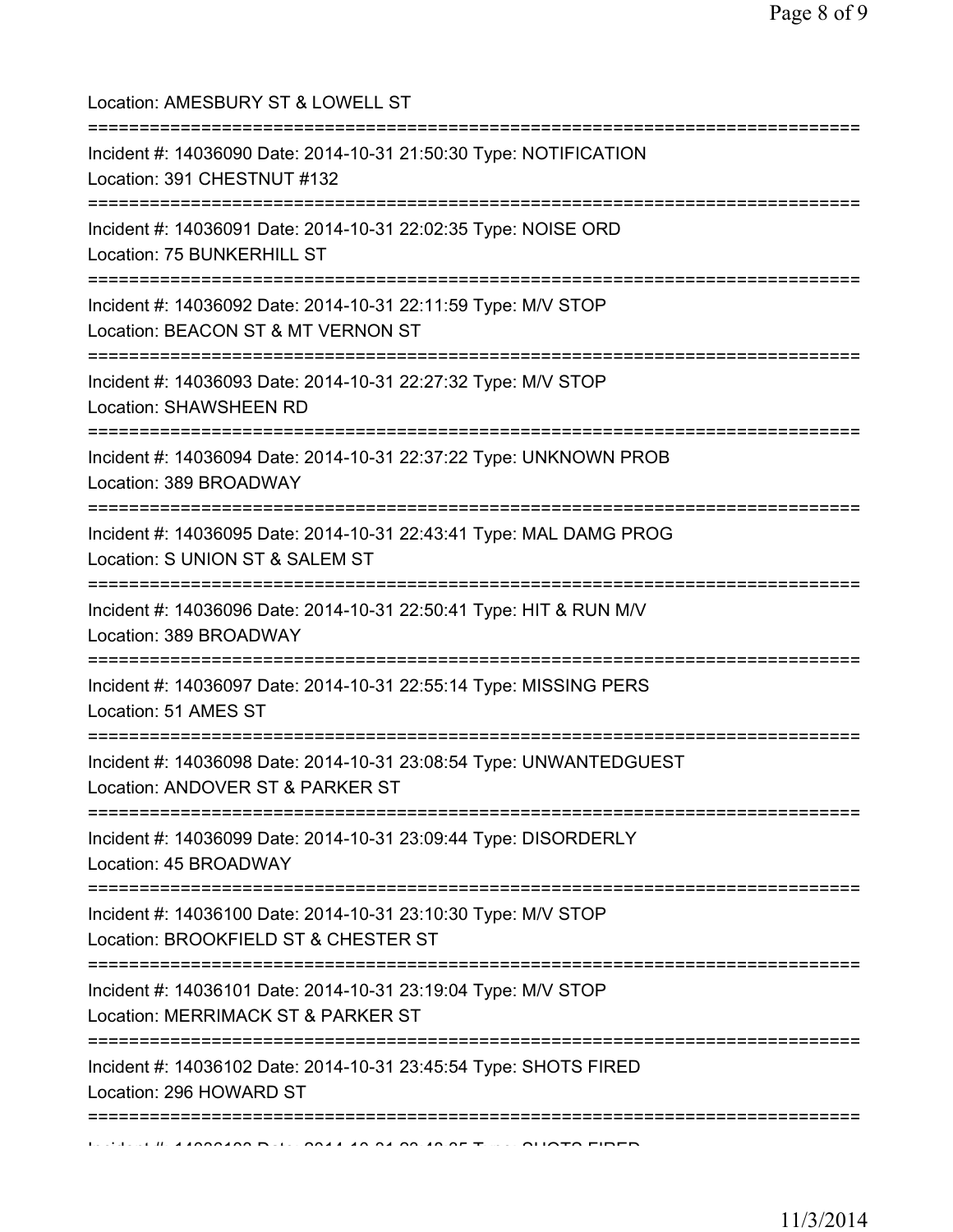Location: AMESBURY ST & LOWELL ST

===========================================================================

Incident #: 14036090 Date: 2014-10-31 21:50:30 Type: NOTIFICATION

Location: 391 CHESTNUT #132

===========================================================================

Incident #: 14036091 Date: 2014-10-31 22:02:35 Type: NOISE ORD

Location: 75 BUNKERHILL ST

===========================================================================

Incident #: 14036092 Date: 2014-10-31 22:11:59 Type: M/V STOP

Location: BEACON ST & MT VERNON ST

===========================================================================

Incident #: 14036093 Date: 2014-10-31 22:27:32 Type: M/V STOP

Location: SHAWSHEEN RD

===========================================================================

Incident #: 14036094 Date: 2014-10-31 22:37:22 Type: UNKNOWN PROB

Location: 389 BROADWAY

===========================================================================

Incident #: 14036095 Date: 2014-10-31 22:43:41 Type: MAL DAMG PROG

Location: S UNION ST & SALEM ST

===========================================================================

Incident #: 14036096 Date: 2014-10-31 22:50:41 Type: HIT & RUN M/V

Location: 389 BROADWAY

===========================================================================

Incident #: 14036097 Date: 2014-10-31 22:55:14 Type: MISSING PERS

Location: 51 AMES ST

===========================================================================

Incident #: 14036098 Date: 2014-10-31 23:08:54 Type: UNWANTEDGUEST

Location: ANDOVER ST & PARKER ST

===========================================================================

Incident #: 14036099 Date: 2014-10-31 23:09:44 Type: DISORDERLY

Location: 45 BROADWAY

===========================================================================

Incident #: 14036100 Date: 2014-10-31 23:10:30 Type: M/V STOP

Location: BROOKFIELD ST & CHESTER ST

===========================================================================

Incident #: 14036101 Date: 2014-10-31 23:19:04 Type: M/V STOP

Location: MERRIMACK ST & PARKER ST

===========================================================================

Incident #: 14036102 Date: 2014-10-31 23:45:54 Type: SHOTS FIRED

Location: 296 HOWARD ST

===========================================================================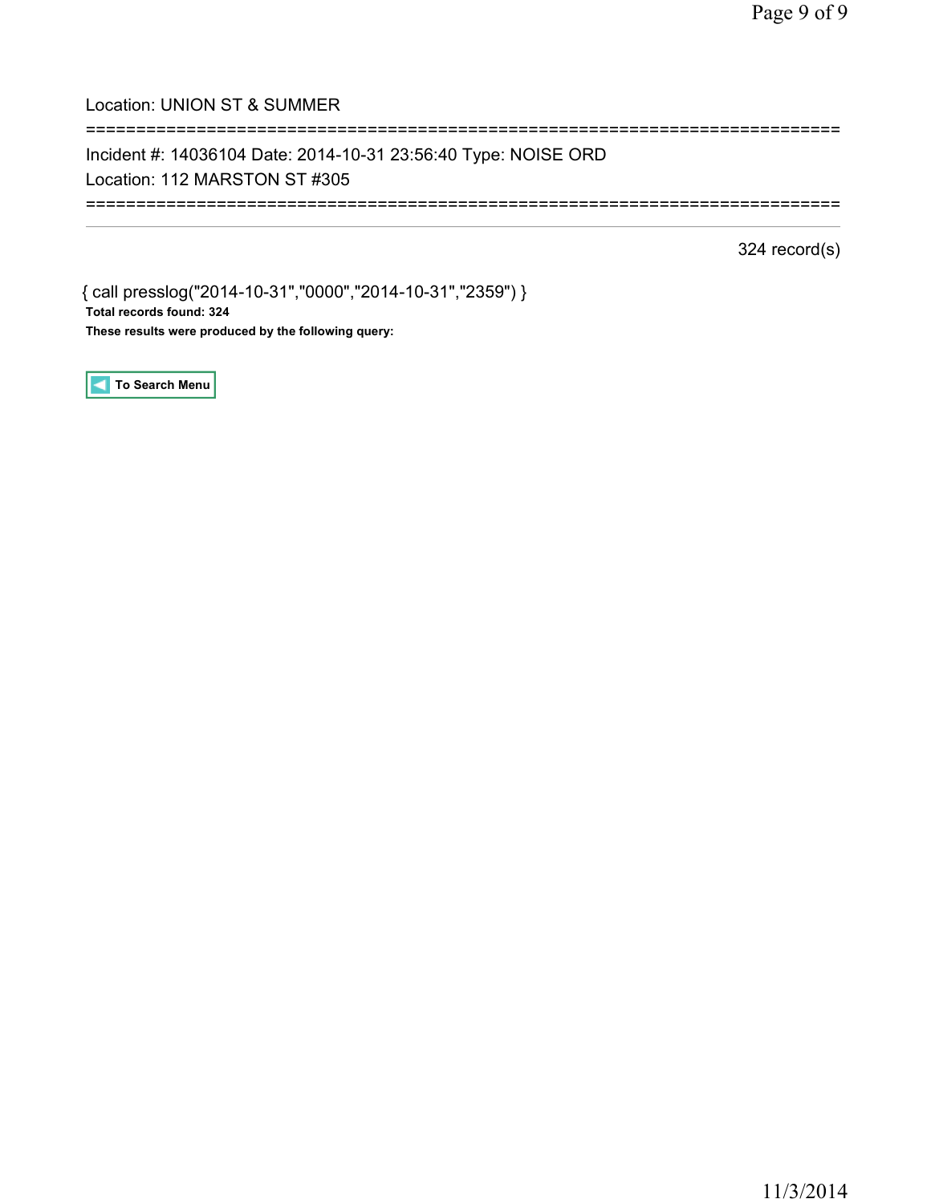Location: UNION ST & SUMMER

===========================================================================

Incident #: 14036104 Date: 2014-10-31 23:56:40 Type: NOISE ORD

Location: 112 MARSTON ST #305

===========================================================================

---

324 record(s)

{ call presslog("2014-10-31","0000","2014-10-31","2359") }

**Total records found: 324**

**These results were produced by the following query:**

**To Search Menu**